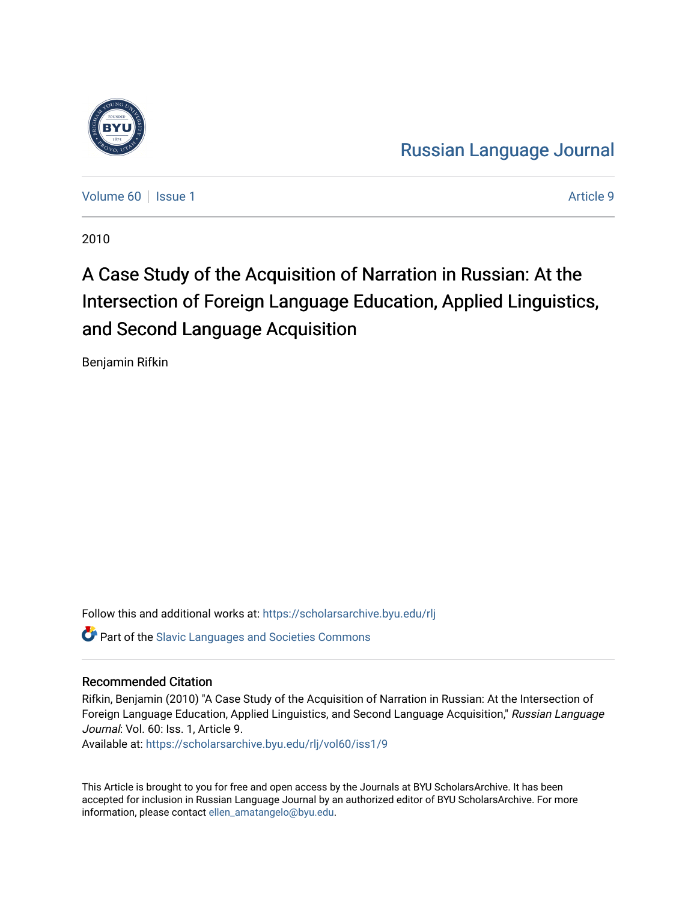Russian Language Journal

Volume 60 | Issue 1 | Article 9

2010

# A Case Study of the Acquisition of Narration in Russian: At the Intersection of Foreign Language Education, Applied Linguistics, and Second Language Acquisition

Benjamin Rifkin

Follow this and additional works at: https://scholarsarchive.byu.edu/rlj

Part of the Slavic Languages and Societies Commons

## Recommended Citation

Rifkin, Benjamin (2010) "A Case Study of the Acquisition of Narration in Russian: At the Intersection of Foreign Language Education, Applied Linguistics, and Second Language Acquisition," *Russian Language Journal*: Vol. 60: Iss. 1, Article 9.
Available at: https://scholarsarchive.byu.edu/rlj/vol60/iss1/9

This Article is brought to you for free and open access by the Journals at BYU ScholarsArchive. It has been accepted for inclusion in Russian Language Journal by an authorized editor of BYU ScholarsArchive. For more information, please contact ellen_amatangelo@byu.edu.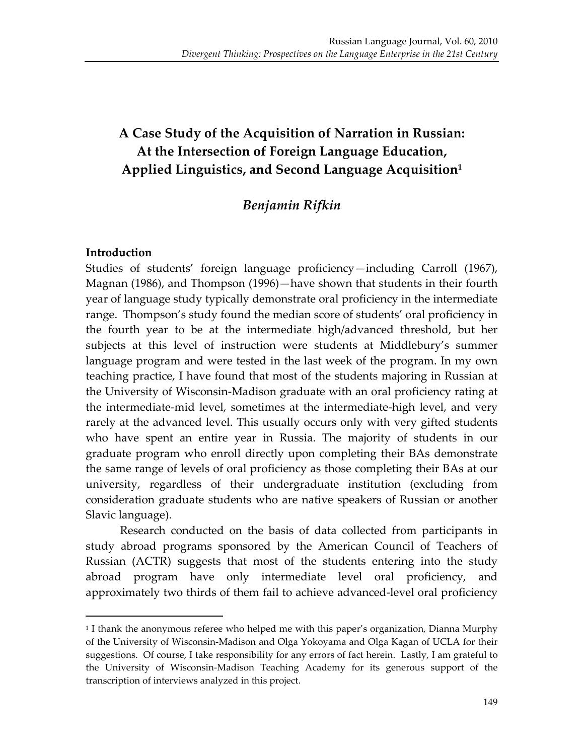# A Case Study of the Acquisition of Narration in Russian: At the Intersection of Foreign Language Education, Applied Linguistics, and Second Language Acquisition[1]

## *Benjamin Rifkin*

### Introduction

Studies of students' foreign language proficiency—including Carroll (1967), Magnan (1986), and Thompson (1996)—have shown that students in their fourth year of language study typically demonstrate oral proficiency in the intermediate range. Thompson's study found the median score of students' oral proficiency in the fourth year to be at the intermediate high/advanced threshold, but her subjects at this level of instruction were students at Middlebury's summer language program and were tested in the last week of the program. In my own teaching practice, I have found that most of the students majoring in Russian at the University of Wisconsin-Madison graduate with an oral proficiency rating at the intermediate-mid level, sometimes at the intermediate-high level, and very rarely at the advanced level. This usually occurs only with very gifted students who have spent an entire year in Russia. The majority of students in our graduate program who enroll directly upon completing their BAs demonstrate the same range of levels of oral proficiency as those completing their BAs at our university, regardless of their undergraduate institution (excluding from consideration graduate students who are native speakers of Russian or another Slavic language).

Research conducted on the basis of data collected from participants in study abroad programs sponsored by the American Council of Teachers of Russian (ACTR) suggests that most of the students entering into the study abroad program have only intermediate level oral proficiency, and approximately two thirds of them fail to achieve advanced-level oral proficiency

[1] I thank the anonymous referee who helped me with this paper's organization, Dianna Murphy of the University of Wisconsin-Madison and Olga Yokoyama and Olga Kagan of UCLA for their suggestions. Of course, I take responsibility for any errors of fact herein. Lastly, I am grateful to the University of Wisconsin-Madison Teaching Academy for its generous support of the transcription of interviews analyzed in this project.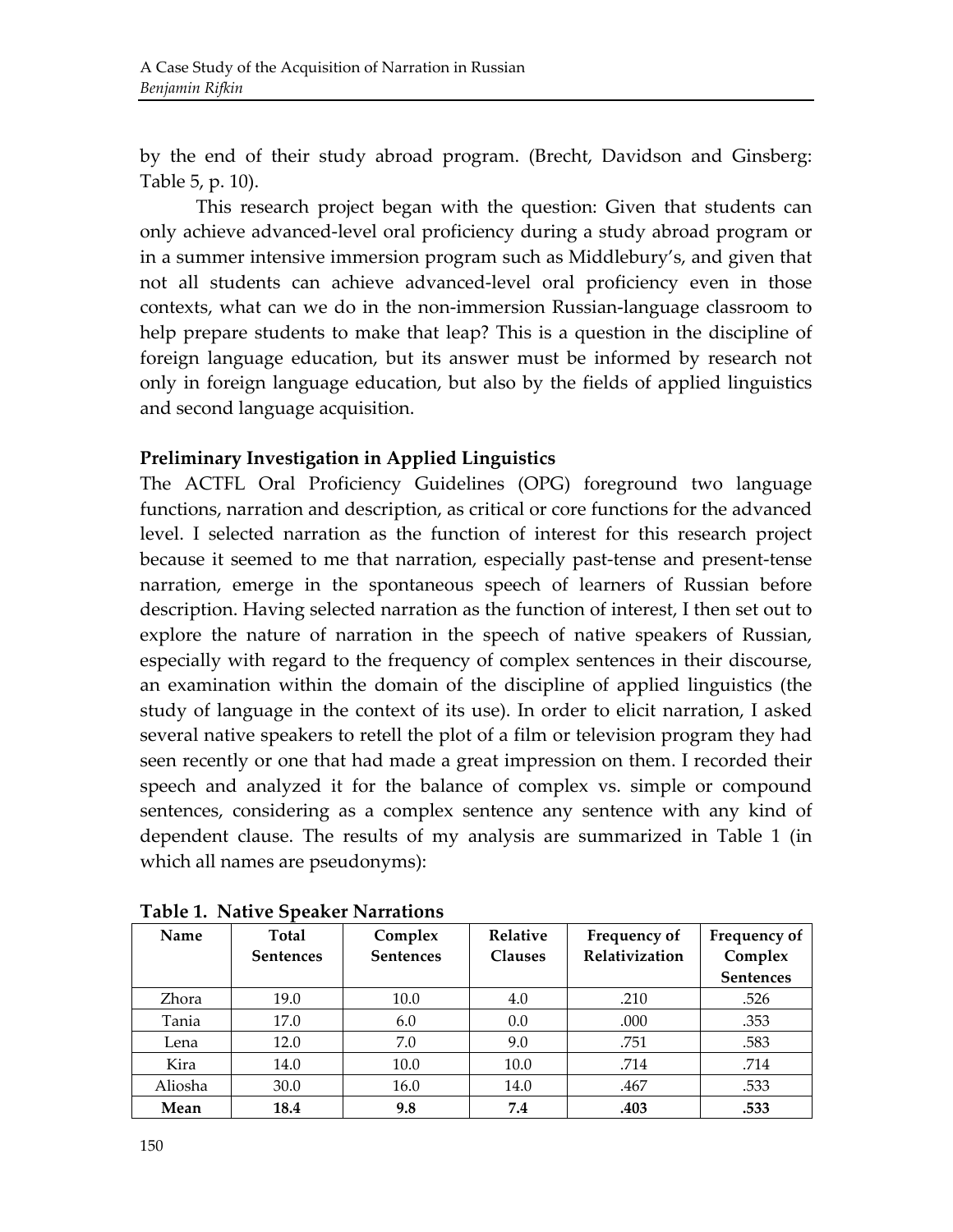by the end of their study abroad program. (Brecht, Davidson and Ginsberg: Table 5, p. 10).

This research project began with the question: Given that students can only achieve advanced-level oral proficiency during a study abroad program or in a summer intensive immersion program such as Middlebury's, and given that not all students can achieve advanced-level oral proficiency even in those contexts, what can we do in the non-immersion Russian-language classroom to help prepare students to make that leap? This is a question in the discipline of foreign language education, but its answer must be informed by research not only in foreign language education, but also by the fields of applied linguistics and second language acquisition.

**Preliminary Investigation in Applied Linguistics**

The ACTFL Oral Proficiency Guidelines (OPG) foreground two language functions, narration and description, as critical or core functions for the advanced level. I selected narration as the function of interest for this research project because it seemed to me that narration, especially past-tense and present-tense narration, emerge in the spontaneous speech of learners of Russian before description. Having selected narration as the function of interest, I then set out to explore the nature of narration in the speech of native speakers of Russian, especially with regard to the frequency of complex sentences in their discourse, an examination within the domain of the discipline of applied linguistics (the study of language in the context of its use). In order to elicit narration, I asked several native speakers to retell the plot of a film or television program they had seen recently or one that had made a great impression on them. I recorded their speech and analyzed it for the balance of complex vs. simple or compound sentences, considering as a complex sentence any sentence with any kind of dependent clause. The results of my analysis are summarized in Table 1 (in which all names are pseudonyms):

**Table 1. Native Speaker Narrations**

| Name | Total Sentences | Complex Sentences | Relative Clauses | Frequency of Relativization | Frequency of Complex Sentences |
|---|---|---|---|---|---|
| Zhora | 19.0 | 10.0 | 4.0 | .210 | .526 |
| Tania | 17.0 | 6.0 | 0.0 | .000 | .353 |
| Lena | 12.0 | 7.0 | 9.0 | .751 | .583 |
| Kira | 14.0 | 10.0 | 10.0 | .714 | .714 |
| Aliosha | 30.0 | 16.0 | 14.0 | .467 | .533 |
| **Mean** | **18.4** | **9.8** | **7.4** | **.403** | **.533** |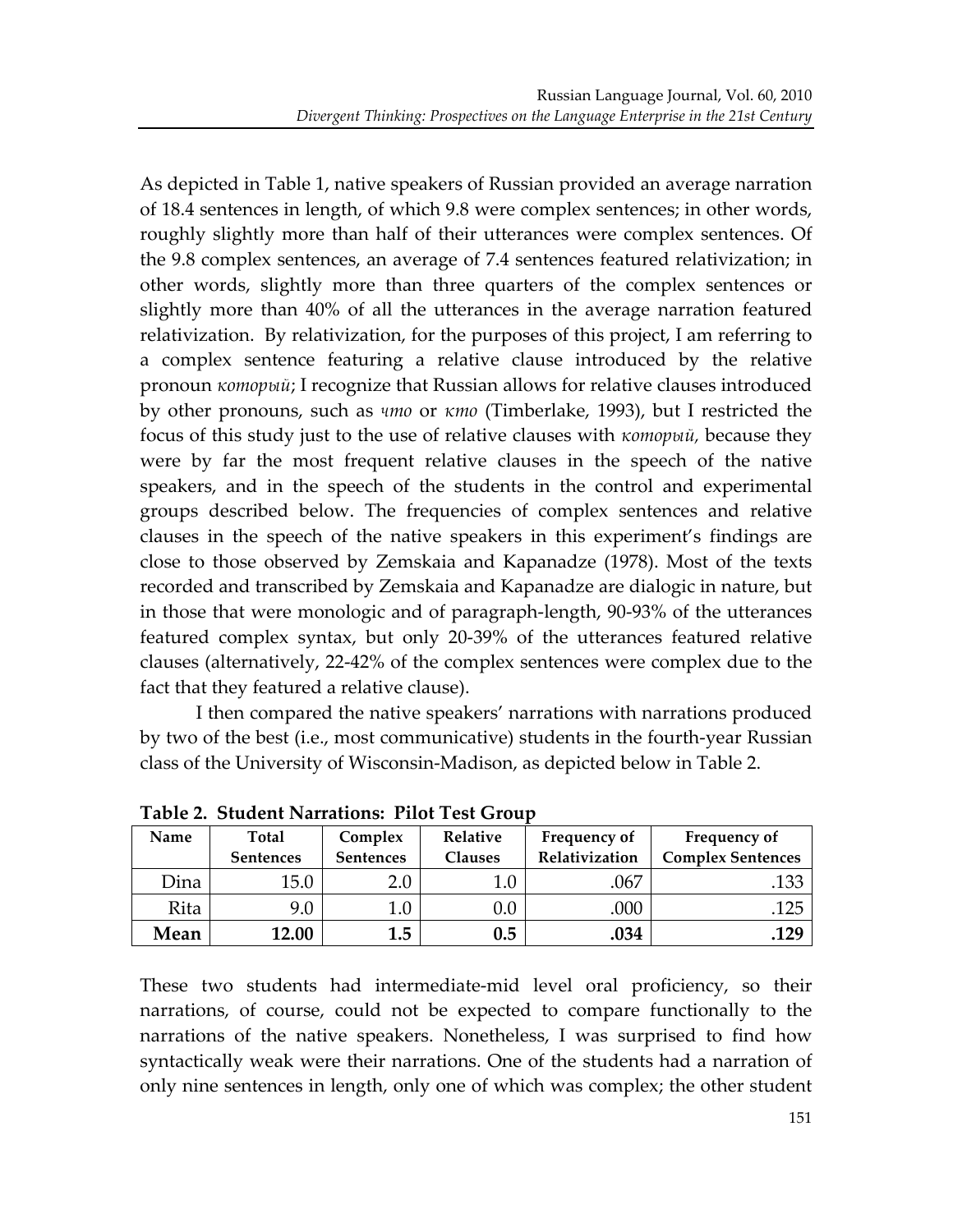As depicted in Table 1, native speakers of Russian provided an average narration of 18.4 sentences in length, of which 9.8 were complex sentences; in other words, roughly slightly more than half of their utterances were complex sentences. Of the 9.8 complex sentences, an average of 7.4 sentences featured relativization; in other words, slightly more than three quarters of the complex sentences or slightly more than 40% of all the utterances in the average narration featured relativization. By relativization, for the purposes of this project, I am referring to a complex sentence featuring a relative clause introduced by the relative pronoun *который*; I recognize that Russian allows for relative clauses introduced by other pronouns, such as *что* or *кто* (Timberlake, 1993), but I restricted the focus of this study just to the use of relative clauses with *который,* because they were by far the most frequent relative clauses in the speech of the native speakers, and in the speech of the students in the control and experimental groups described below. The frequencies of complex sentences and relative clauses in the speech of the native speakers in this experiment's findings are close to those observed by Zemskaia and Kapanadze (1978). Most of the texts recorded and transcribed by Zemskaia and Kapanadze are dialogic in nature, but in those that were monologic and of paragraph-length, 90-93% of the utterances featured complex syntax, but only 20-39% of the utterances featured relative clauses (alternatively, 22-42% of the complex sentences were complex due to the fact that they featured a relative clause).

I then compared the native speakers' narrations with narrations produced by two of the best (i.e., most communicative) students in the fourth-year Russian class of the University of Wisconsin-Madison, as depicted below in Table 2.

**Table 2. Student Narrations: Pilot Test Group**

| Name | Total Sentences | Complex Sentences | Relative Clauses | Frequency of Relativization | Frequency of Complex Sentences |
|---|---|---|---|---|---|
| Dina | 15.0 | 2.0 | 1.0 | .067 | .133 |
| Rita | 9.0 | 1.0 | 0.0 | .000 | .125 |
| **Mean** | **12.00** | **1.5** | **0.5** | **.034** | **.129** |

These two students had intermediate-mid level oral proficiency, so their narrations, of course, could not be expected to compare functionally to the narrations of the native speakers. Nonetheless, I was surprised to find how syntactically weak were their narrations. One of the students had a narration of only nine sentences in length, only one of which was complex; the other student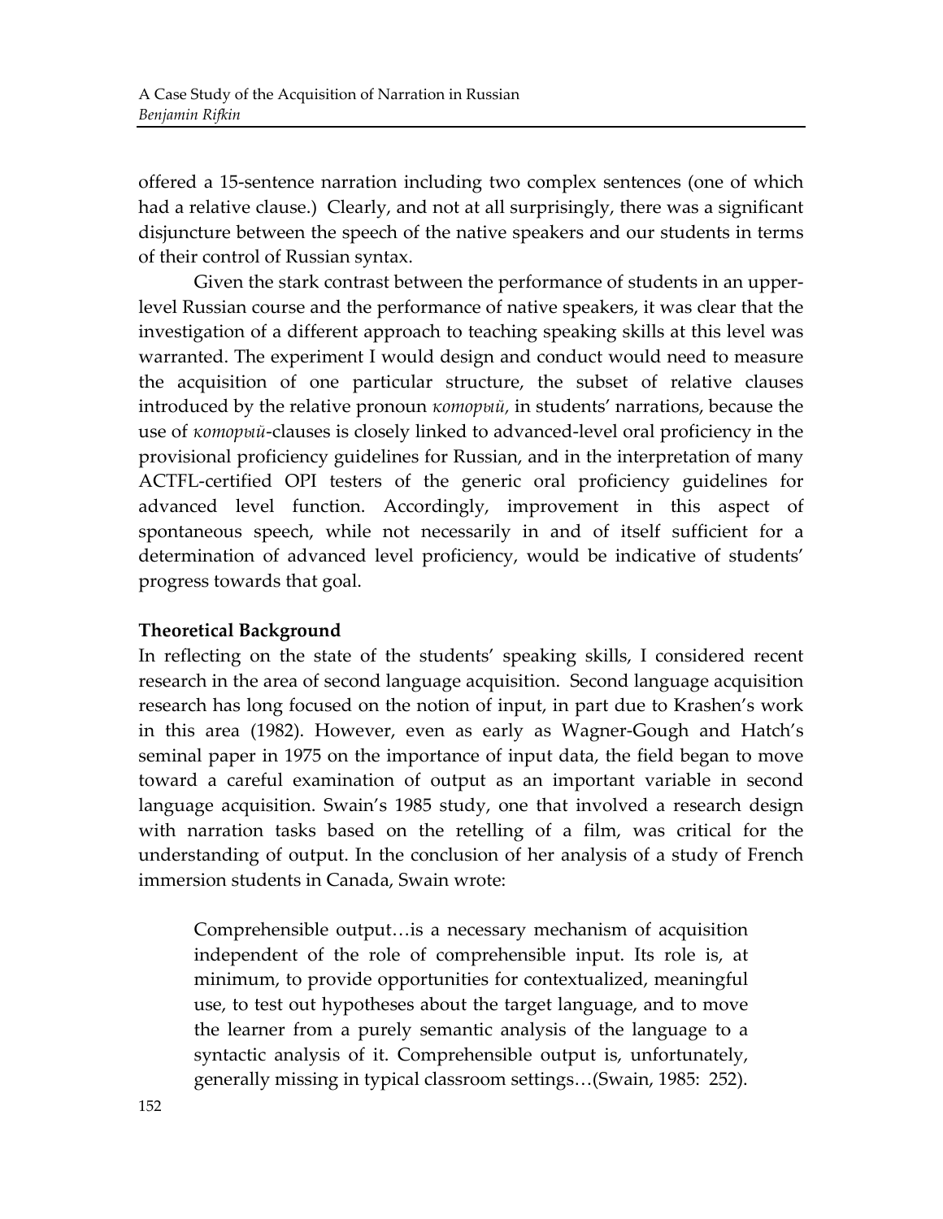offered a 15-sentence narration including two complex sentences (one of which had a relative clause.) Clearly, and not at all surprisingly, there was a significant disjuncture between the speech of the native speakers and our students in terms of their control of Russian syntax.

Given the stark contrast between the performance of students in an upper-level Russian course and the performance of native speakers, it was clear that the investigation of a different approach to teaching speaking skills at this level was warranted. The experiment I would design and conduct would need to measure the acquisition of one particular structure, the subset of relative clauses introduced by the relative pronoun *который*, in students' narrations, because the use of *который*-clauses is closely linked to advanced-level oral proficiency in the provisional proficiency guidelines for Russian, and in the interpretation of many ACTFL-certified OPI testers of the generic oral proficiency guidelines for advanced level function. Accordingly, improvement in this aspect of spontaneous speech, while not necessarily in and of itself sufficient for a determination of advanced level proficiency, would be indicative of students' progress towards that goal.

## Theoretical Background

In reflecting on the state of the students' speaking skills, I considered recent research in the area of second language acquisition. Second language acquisition research has long focused on the notion of input, in part due to Krashen's work in this area (1982). However, even as early as Wagner-Gough and Hatch's seminal paper in 1975 on the importance of input data, the field began to move toward a careful examination of output as an important variable in second language acquisition. Swain's 1985 study, one that involved a research design with narration tasks based on the retelling of a film, was critical for the understanding of output. In the conclusion of her analysis of a study of French immersion students in Canada, Swain wrote:

> Comprehensible output…is a necessary mechanism of acquisition independent of the role of comprehensible input. Its role is, at minimum, to provide opportunities for contextualized, meaningful use, to test out hypotheses about the target language, and to move the learner from a purely semantic analysis of the language to a syntactic analysis of it. Comprehensible output is, unfortunately, generally missing in typical classroom settings…(Swain, 1985: 252).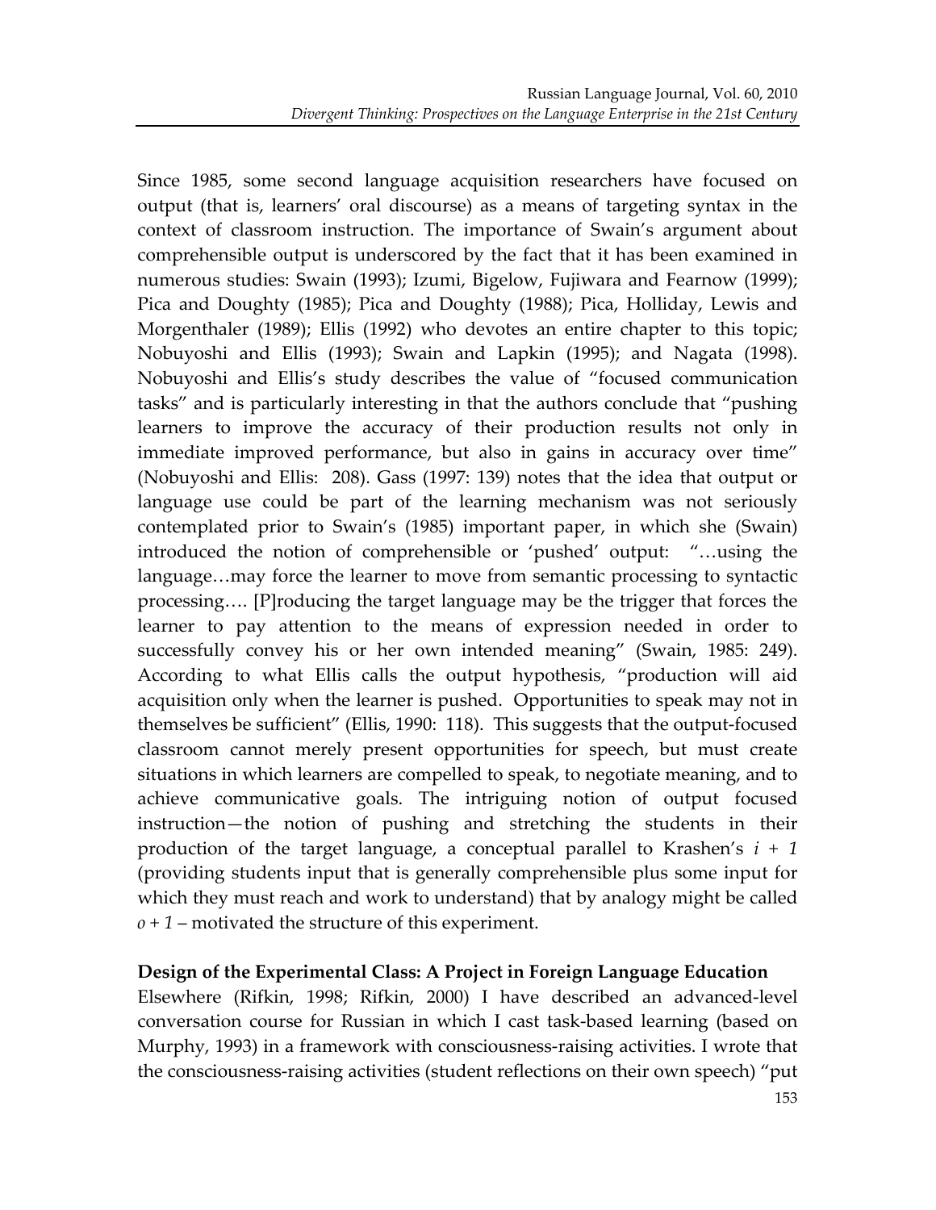Since 1985, some second language acquisition researchers have focused on output (that is, learners' oral discourse) as a means of targeting syntax in the context of classroom instruction. The importance of Swain's argument about comprehensible output is underscored by the fact that it has been examined in numerous studies: Swain (1993); Izumi, Bigelow, Fujiwara and Fearnow (1999); Pica and Doughty (1985); Pica and Doughty (1988); Pica, Holliday, Lewis and Morgenthaler (1989); Ellis (1992) who devotes an entire chapter to this topic; Nobuyoshi and Ellis (1993); Swain and Lapkin (1995); and Nagata (1998). Nobuyoshi and Ellis's study describes the value of "focused communication tasks" and is particularly interesting in that the authors conclude that "pushing learners to improve the accuracy of their production results not only in immediate improved performance, but also in gains in accuracy over time" (Nobuyoshi and Ellis: 208). Gass (1997: 139) notes that the idea that output or language use could be part of the learning mechanism was not seriously contemplated prior to Swain's (1985) important paper, in which she (Swain) introduced the notion of comprehensible or 'pushed' output: "…using the language…may force the learner to move from semantic processing to syntactic processing…. [P]roducing the target language may be the trigger that forces the learner to pay attention to the means of expression needed in order to successfully convey his or her own intended meaning" (Swain, 1985: 249). According to what Ellis calls the output hypothesis, "production will aid acquisition only when the learner is pushed. Opportunities to speak may not in themselves be sufficient" (Ellis, 1990: 118). This suggests that the output-focused classroom cannot merely present opportunities for speech, but must create situations in which learners are compelled to speak, to negotiate meaning, and to achieve communicative goals. The intriguing notion of output focused instruction—the notion of pushing and stretching the students in their production of the target language, a conceptual parallel to Krashen's $i + 1$ (providing students input that is generally comprehensible plus some input for which they must reach and work to understand) that by analogy might be called $o + 1$ – motivated the structure of this experiment.

## Design of the Experimental Class: A Project in Foreign Language Education

Elsewhere (Rifkin, 1998; Rifkin, 2000) I have described an advanced-level conversation course for Russian in which I cast task-based learning (based on Murphy, 1993) in a framework with consciousness-raising activities. I wrote that the consciousness-raising activities (student reflections on their own speech) "put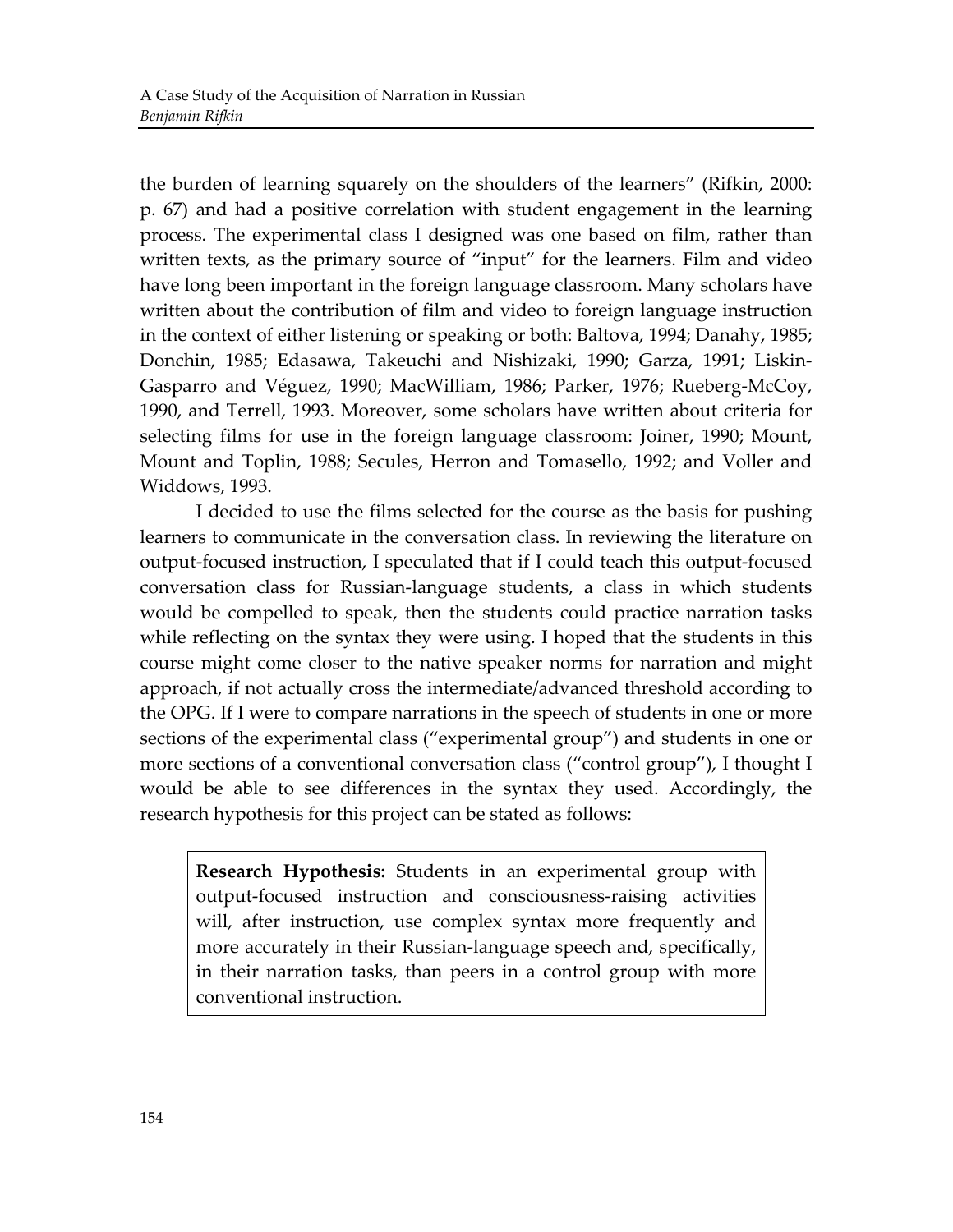the burden of learning squarely on the shoulders of the learners" (Rifkin, 2000: p. 67) and had a positive correlation with student engagement in the learning process. The experimental class I designed was one based on film, rather than written texts, as the primary source of "input" for the learners. Film and video have long been important in the foreign language classroom. Many scholars have written about the contribution of film and video to foreign language instruction in the context of either listening or speaking or both: Baltova, 1994; Danahy, 1985; Donchin, 1985; Edasawa, Takeuchi and Nishizaki, 1990; Garza, 1991; Liskin-Gasparro and Véguez, 1990; MacWilliam, 1986; Parker, 1976; Rueberg-McCoy, 1990, and Terrell, 1993. Moreover, some scholars have written about criteria for selecting films for use in the foreign language classroom: Joiner, 1990; Mount, Mount and Toplin, 1988; Secules, Herron and Tomasello, 1992; and Voller and Widdows, 1993.

I decided to use the films selected for the course as the basis for pushing learners to communicate in the conversation class. In reviewing the literature on output-focused instruction, I speculated that if I could teach this output-focused conversation class for Russian-language students, a class in which students would be compelled to speak, then the students could practice narration tasks while reflecting on the syntax they were using. I hoped that the students in this course might come closer to the native speaker norms for narration and might approach, if not actually cross the intermediate/advanced threshold according to the OPG. If I were to compare narrations in the speech of students in one or more sections of the experimental class ("experimental group") and students in one or more sections of a conventional conversation class ("control group"), I thought I would be able to see differences in the syntax they used. Accordingly, the research hypothesis for this project can be stated as follows:

> **Research Hypothesis:** Students in an experimental group with output-focused instruction and consciousness-raising activities will, after instruction, use complex syntax more frequently and more accurately in their Russian-language speech and, specifically, in their narration tasks, than peers in a control group with more conventional instruction.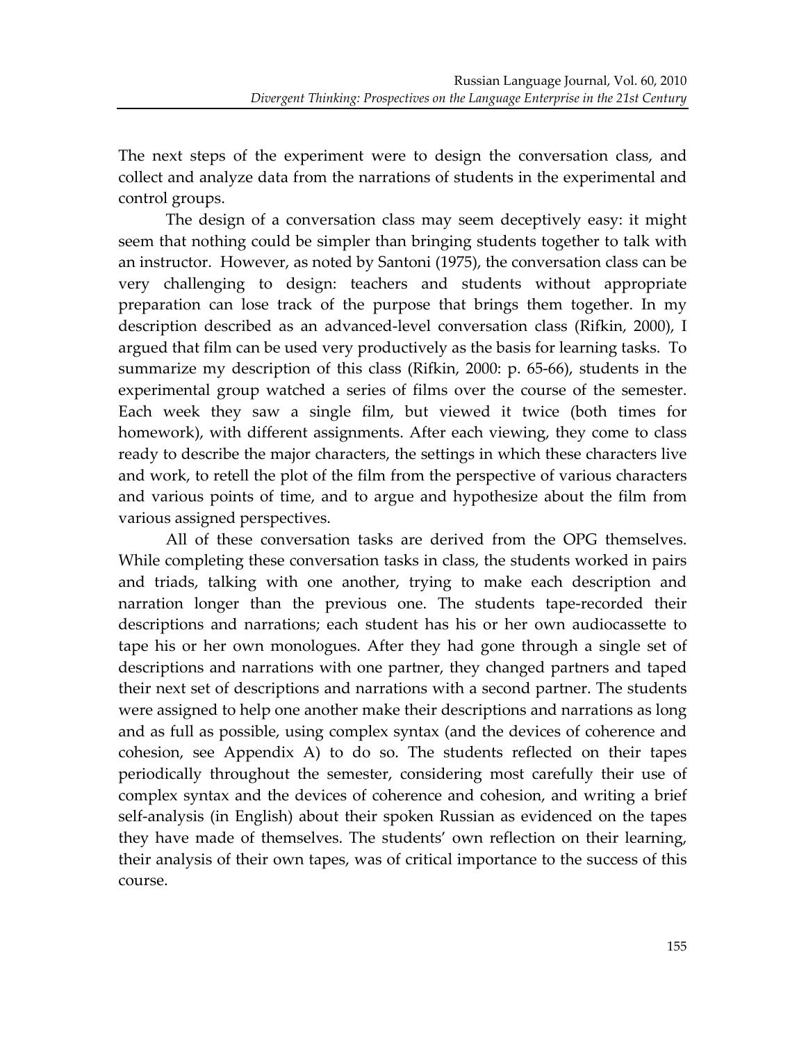The next steps of the experiment were to design the conversation class, and collect and analyze data from the narrations of students in the experimental and control groups.

The design of a conversation class may seem deceptively easy: it might seem that nothing could be simpler than bringing students together to talk with an instructor. However, as noted by Santoni (1975), the conversation class can be very challenging to design: teachers and students without appropriate preparation can lose track of the purpose that brings them together. In my description described as an advanced-level conversation class (Rifkin, 2000), I argued that film can be used very productively as the basis for learning tasks. To summarize my description of this class (Rifkin, 2000: p. 65-66), students in the experimental group watched a series of films over the course of the semester. Each week they saw a single film, but viewed it twice (both times for homework), with different assignments. After each viewing, they come to class ready to describe the major characters, the settings in which these characters live and work, to retell the plot of the film from the perspective of various characters and various points of time, and to argue and hypothesize about the film from various assigned perspectives.

All of these conversation tasks are derived from the OPG themselves. While completing these conversation tasks in class, the students worked in pairs and triads, talking with one another, trying to make each description and narration longer than the previous one. The students tape-recorded their descriptions and narrations; each student has his or her own audiocassette to tape his or her own monologues. After they had gone through a single set of descriptions and narrations with one partner, they changed partners and taped their next set of descriptions and narrations with a second partner. The students were assigned to help one another make their descriptions and narrations as long and as full as possible, using complex syntax (and the devices of coherence and cohesion, see Appendix A) to do so. The students reflected on their tapes periodically throughout the semester, considering most carefully their use of complex syntax and the devices of coherence and cohesion, and writing a brief self-analysis (in English) about their spoken Russian as evidenced on the tapes they have made of themselves. The students' own reflection on their learning, their analysis of their own tapes, was of critical importance to the success of this course.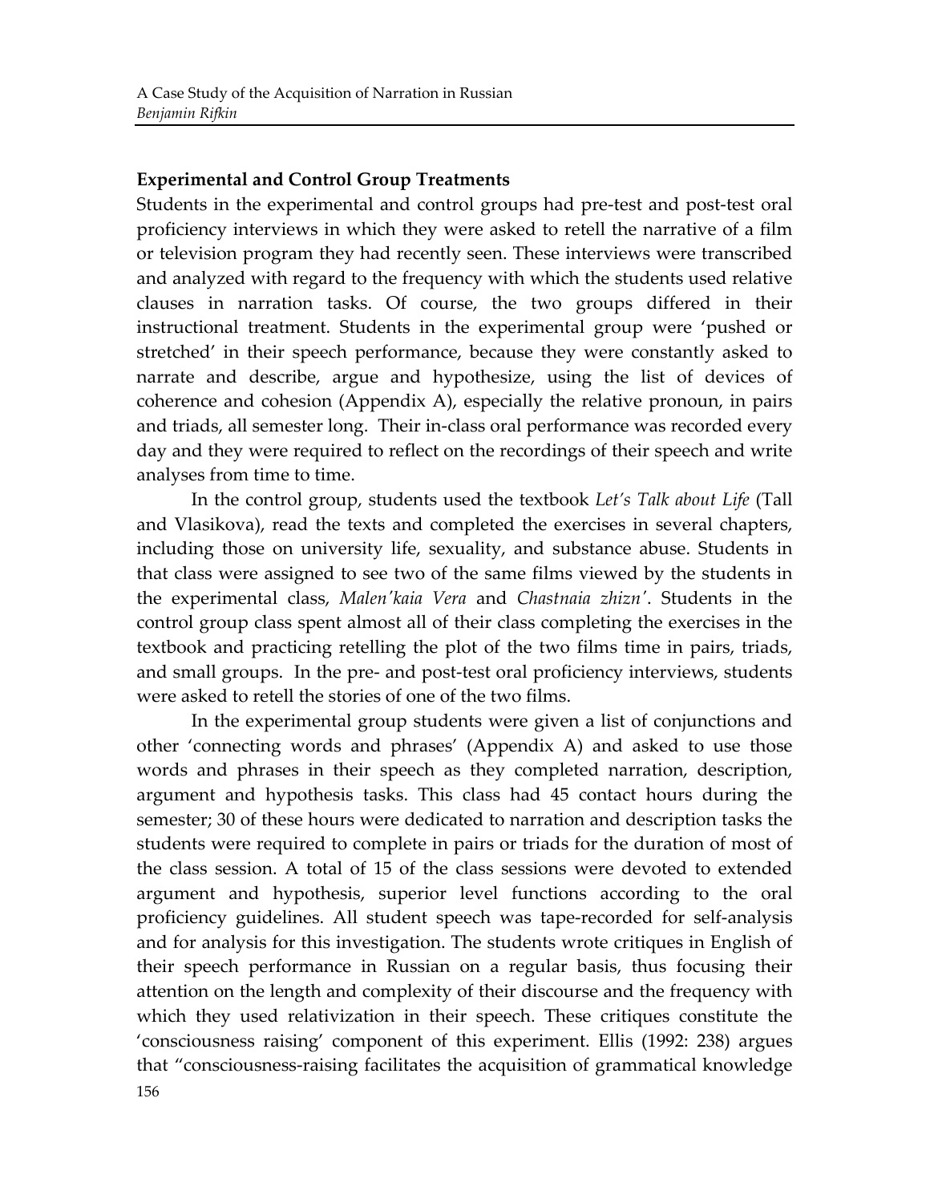### Experimental and Control Group Treatments

Students in the experimental and control groups had pre-test and post-test oral proficiency interviews in which they were asked to retell the narrative of a film or television program they had recently seen. These interviews were transcribed and analyzed with regard to the frequency with which the students used relative clauses in narration tasks. Of course, the two groups differed in their instructional treatment. Students in the experimental group were 'pushed or stretched' in their speech performance, because they were constantly asked to narrate and describe, argue and hypothesize, using the list of devices of coherence and cohesion (Appendix A), especially the relative pronoun, in pairs and triads, all semester long. Their in-class oral performance was recorded every day and they were required to reflect on the recordings of their speech and write analyses from time to time.

In the control group, students used the textbook *Let's Talk about Life* (Tall and Vlasikova), read the texts and completed the exercises in several chapters, including those on university life, sexuality, and substance abuse. Students in that class were assigned to see two of the same films viewed by the students in the experimental class, *Malen'kaia Vera* and *Chastnaia zhizn'*. Students in the control group class spent almost all of their class completing the exercises in the textbook and practicing retelling the plot of the two films time in pairs, triads, and small groups. In the pre- and post-test oral proficiency interviews, students were asked to retell the stories of one of the two films.

In the experimental group students were given a list of conjunctions and other 'connecting words and phrases' (Appendix A) and asked to use those words and phrases in their speech as they completed narration, description, argument and hypothesis tasks. This class had 45 contact hours during the semester; 30 of these hours were dedicated to narration and description tasks the students were required to complete in pairs or triads for the duration of most of the class session. A total of 15 of the class sessions were devoted to extended argument and hypothesis, superior level functions according to the oral proficiency guidelines. All student speech was tape-recorded for self-analysis and for analysis for this investigation. The students wrote critiques in English of their speech performance in Russian on a regular basis, thus focusing their attention on the length and complexity of their discourse and the frequency with which they used relativization in their speech. These critiques constitute the 'consciousness raising' component of this experiment. Ellis (1992: 238) argues that "consciousness-raising facilitates the acquisition of grammatical knowledge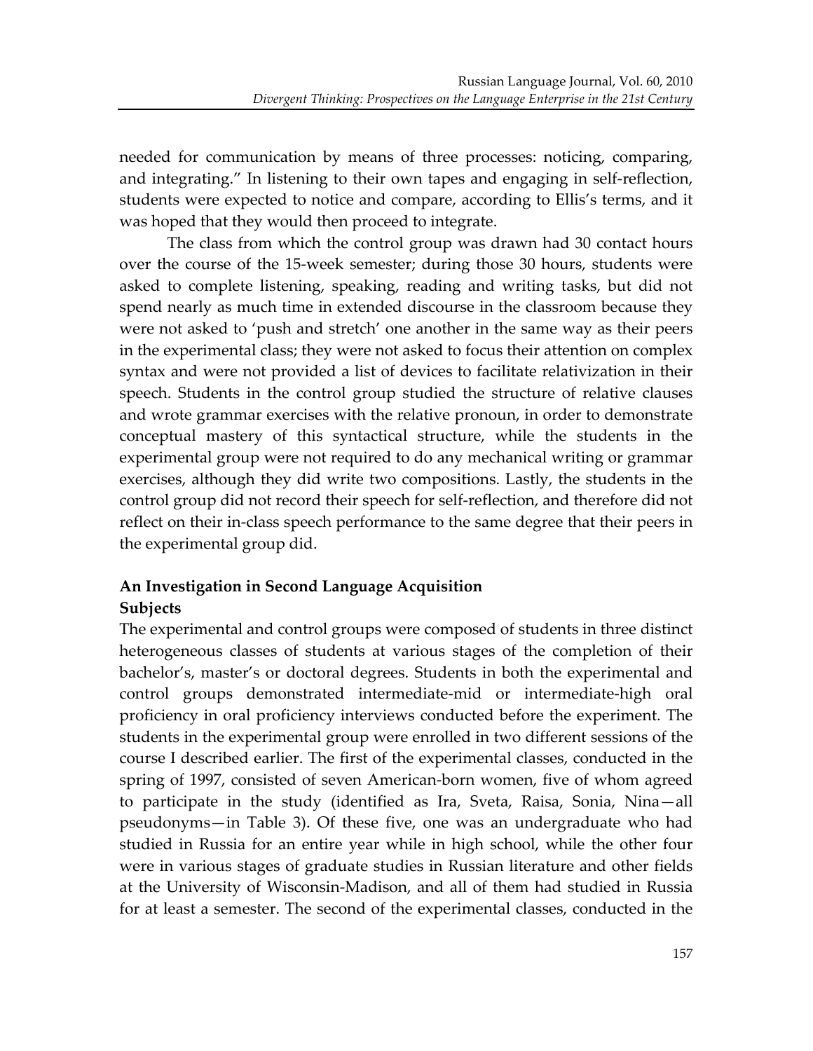needed for communication by means of three processes: noticing, comparing, and integrating." In listening to their own tapes and engaging in self-reflection, students were expected to notice and compare, according to Ellis's terms, and it was hoped that they would then proceed to integrate.

The class from which the control group was drawn had 30 contact hours over the course of the 15-week semester; during those 30 hours, students were asked to complete listening, speaking, reading and writing tasks, but did not spend nearly as much time in extended discourse in the classroom because they were not asked to 'push and stretch' one another in the same way as their peers in the experimental class; they were not asked to focus their attention on complex syntax and were not provided a list of devices to facilitate relativization in their speech. Students in the control group studied the structure of relative clauses and wrote grammar exercises with the relative pronoun, in order to demonstrate conceptual mastery of this syntactical structure, while the students in the experimental group were not required to do any mechanical writing or grammar exercises, although they did write two compositions. Lastly, the students in the control group did not record their speech for self-reflection, and therefore did not reflect on their in-class speech performance to the same degree that their peers in the experimental group did.

## An Investigation in Second Language Acquisition

### Subjects

The experimental and control groups were composed of students in three distinct heterogeneous classes of students at various stages of the completion of their bachelor's, master's or doctoral degrees. Students in both the experimental and control groups demonstrated intermediate-mid or intermediate-high oral proficiency in oral proficiency interviews conducted before the experiment. The students in the experimental group were enrolled in two different sessions of the course I described earlier. The first of the experimental classes, conducted in the spring of 1997, consisted of seven American-born women, five of whom agreed to participate in the study (identified as Ira, Sveta, Raisa, Sonia, Nina—all pseudonyms—in Table 3). Of these five, one was an undergraduate who had studied in Russia for an entire year while in high school, while the other four were in various stages of graduate studies in Russian literature and other fields at the University of Wisconsin-Madison, and all of them had studied in Russia for at least a semester. The second of the experimental classes, conducted in the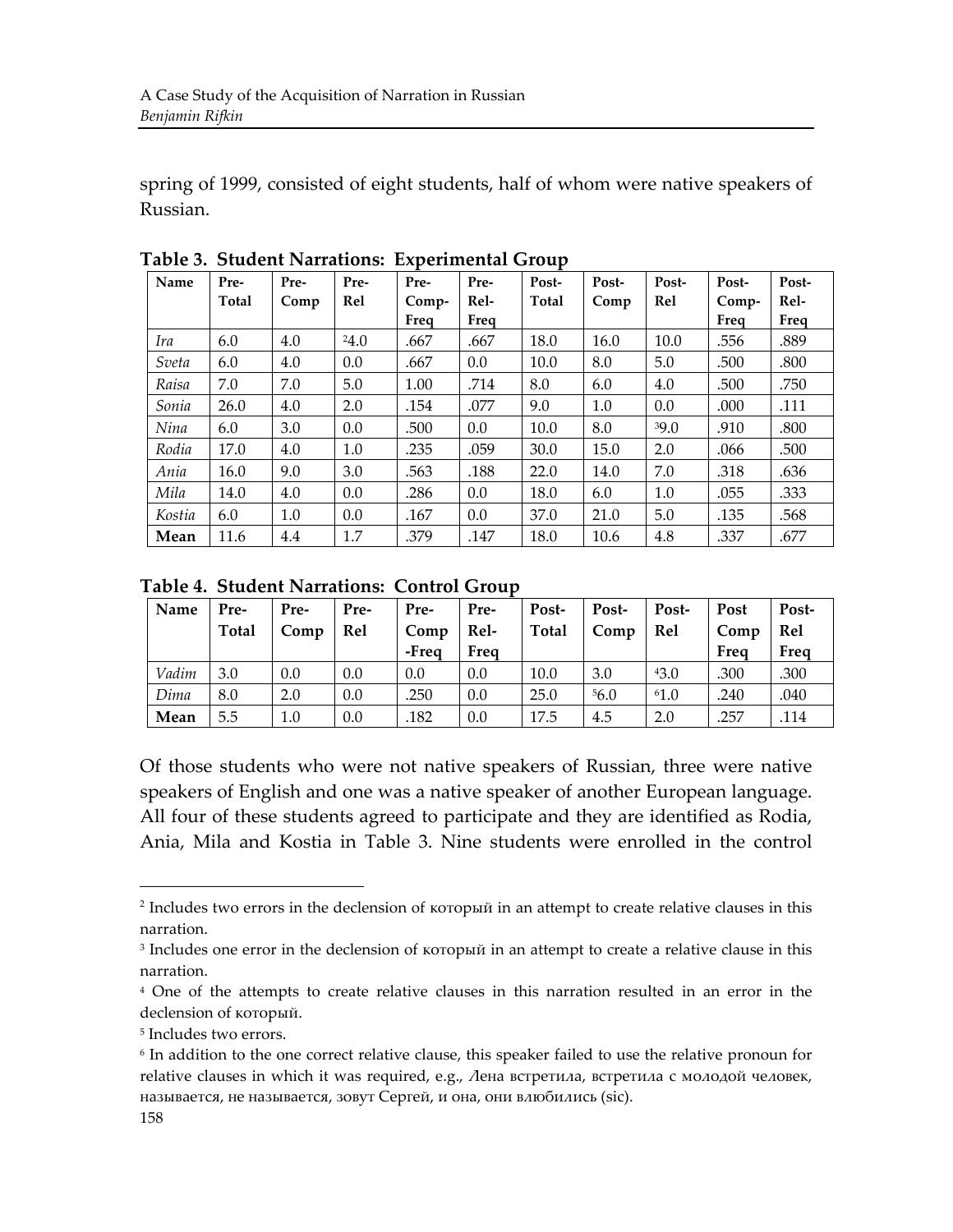spring of 1999, consisted of eight students, half of whom were native speakers of Russian.

**Table 3. Student Narrations: Experimental Group**

| Name | Pre-Total | Pre-Comp | Pre-Rel | Pre-Comp-Freq | Pre-Rel-Freq | Post-Total | Post-Comp | Post-Rel | Post-Comp-Freq | Post-Rel-Freq |
|---|---|---|---|---|---|---|---|---|---|---|
| *Ira* | 6.0 | 4.0 | [2]4.0 | .667 | .667 | 18.0 | 16.0 | 10.0 | .556 | .889 |
| *Sveta* | 6.0 | 4.0 | 0.0 | .667 | 0.0 | 10.0 | 8.0 | 5.0 | .500 | .800 |
| *Raisa* | 7.0 | 7.0 | 5.0 | 1.00 | .714 | 8.0 | 6.0 | 4.0 | .500 | .750 |
| *Sonia* | 26.0 | 4.0 | 2.0 | .154 | .077 | 9.0 | 1.0 | 0.0 | .000 | .111 |
| *Nina* | 6.0 | 3.0 | 0.0 | .500 | 0.0 | 10.0 | 8.0 | [3]9.0 | .910 | .800 |
| *Rodia* | 17.0 | 4.0 | 1.0 | .235 | .059 | 30.0 | 15.0 | 2.0 | .066 | .500 |
| *Ania* | 16.0 | 9.0 | 3.0 | .563 | .188 | 22.0 | 14.0 | 7.0 | .318 | .636 |
| *Mila* | 14.0 | 4.0 | 0.0 | .286 | 0.0 | 18.0 | 6.0 | 1.0 | .055 | .333 |
| *Kostia* | 6.0 | 1.0 | 0.0 | .167 | 0.0 | 37.0 | 21.0 | 5.0 | .135 | .568 |
| **Mean** | 11.6 | 4.4 | 1.7 | .379 | .147 | 18.0 | 10.6 | 4.8 | .337 | .677 |

**Table 4. Student Narrations: Control Group**

| Name | Pre-Total | Pre-Comp | Pre-Rel | Pre-Comp-Freq | Pre-Rel-Freq | Post-Total | Post-Comp | Post-Rel | Post Comp Freq | Post-Rel Freq |
|---|---|---|---|---|---|---|---|---|---|---|
| *Vadim* | 3.0 | 0.0 | 0.0 | 0.0 | 0.0 | 10.0 | 3.0 | [4]3.0 | .300 | .300 |
| *Dima* | 8.0 | 2.0 | 0.0 | .250 | 0.0 | 25.0 | [5]6.0 | [6]1.0 | .240 | .040 |
| **Mean** | 5.5 | 1.0 | 0.0 | .182 | 0.0 | 17.5 | 4.5 | 2.0 | .257 | .114 |

Of those students who were not native speakers of Russian, three were native speakers of English and one was a native speaker of another European language. All four of these students agreed to participate and they are identified as Rodia, Ania, Mila and Kostia in Table 3. Nine students were enrolled in the control

---

[2] Includes two errors in the declension of который in an attempt to create relative clauses in this narration.

[3] Includes one error in the declension of который in an attempt to create a relative clause in this narration.

[4] One of the attempts to create relative clauses in this narration resulted in an error in the declension of который.

[5] Includes two errors.

[6] In addition to the one correct relative clause, this speaker failed to use the relative pronoun for relative clauses in which it was required, e.g., Лена встретила, встретила с молодой человек, называется, не называется, зовут Сергей, и она, они влюбились (sic).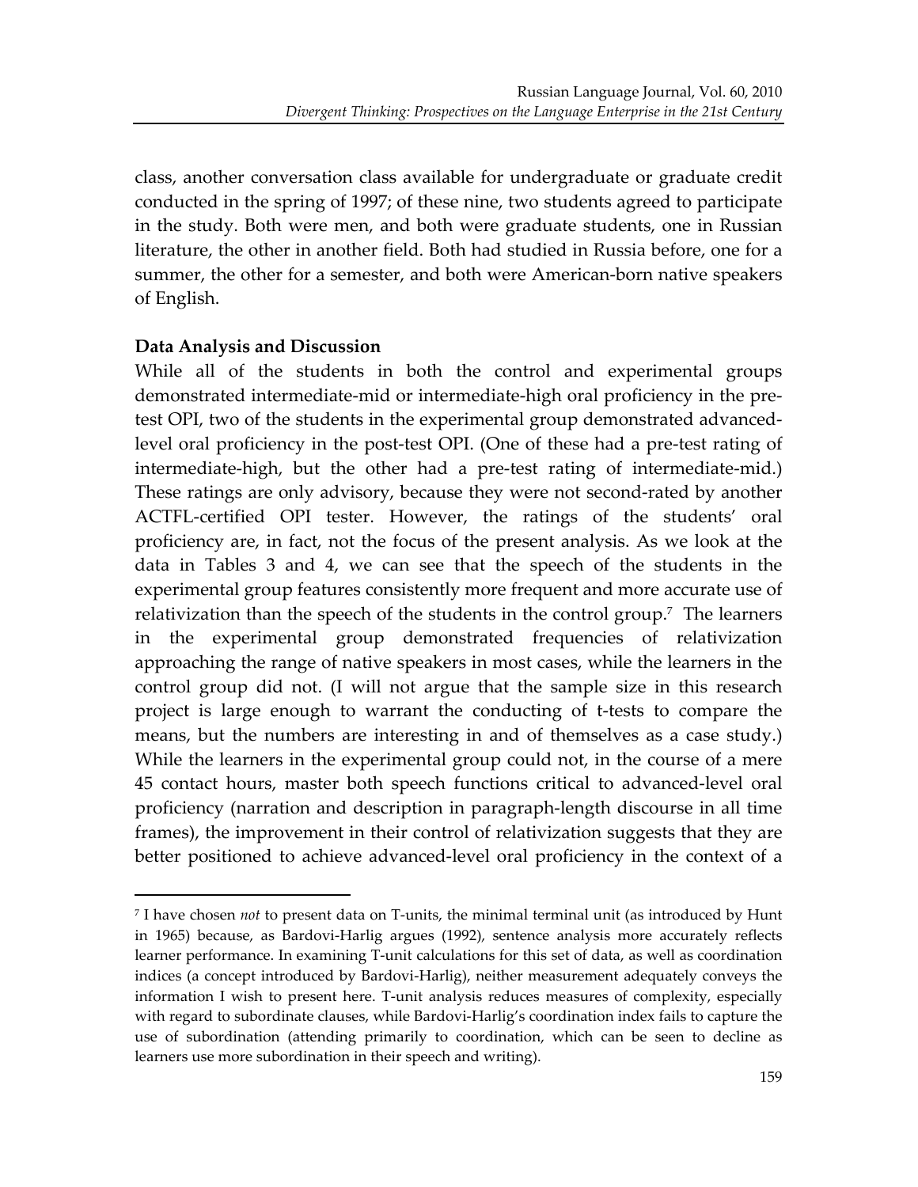class, another conversation class available for undergraduate or graduate credit conducted in the spring of 1997; of these nine, two students agreed to participate in the study. Both were men, and both were graduate students, one in Russian literature, the other in another field. Both had studied in Russia before, one for a summer, the other for a semester, and both were American-born native speakers of English.

**Data Analysis and Discussion**

While all of the students in both the control and experimental groups demonstrated intermediate-mid or intermediate-high oral proficiency in the pre-test OPI, two of the students in the experimental group demonstrated advanced-level oral proficiency in the post-test OPI. (One of these had a pre-test rating of intermediate-high, but the other had a pre-test rating of intermediate-mid.) These ratings are only advisory, because they were not second-rated by another ACTFL-certified OPI tester. However, the ratings of the students' oral proficiency are, in fact, not the focus of the present analysis. As we look at the data in Tables 3 and 4, we can see that the speech of the students in the experimental group features consistently more frequent and more accurate use of relativization than the speech of the students in the control group.[7] The learners in the experimental group demonstrated frequencies of relativization approaching the range of native speakers in most cases, while the learners in the control group did not. (I will not argue that the sample size in this research project is large enough to warrant the conducting of t-tests to compare the means, but the numbers are interesting in and of themselves as a case study.) While the learners in the experimental group could not, in the course of a mere 45 contact hours, master both speech functions critical to advanced-level oral proficiency (narration and description in paragraph-length discourse in all time frames), the improvement in their control of relativization suggests that they are better positioned to achieve advanced-level oral proficiency in the context of a

---

[7] I have chosen *not* to present data on T-units, the minimal terminal unit (as introduced by Hunt in 1965) because, as Bardovi-Harlig argues (1992), sentence analysis more accurately reflects learner performance. In examining T-unit calculations for this set of data, as well as coordination indices (a concept introduced by Bardovi-Harlig), neither measurement adequately conveys the information I wish to present here. T-unit analysis reduces measures of complexity, especially with regard to subordinate clauses, while Bardovi-Harlig's coordination index fails to capture the use of subordination (attending primarily to coordination, which can be seen to decline as learners use more subordination in their speech and writing).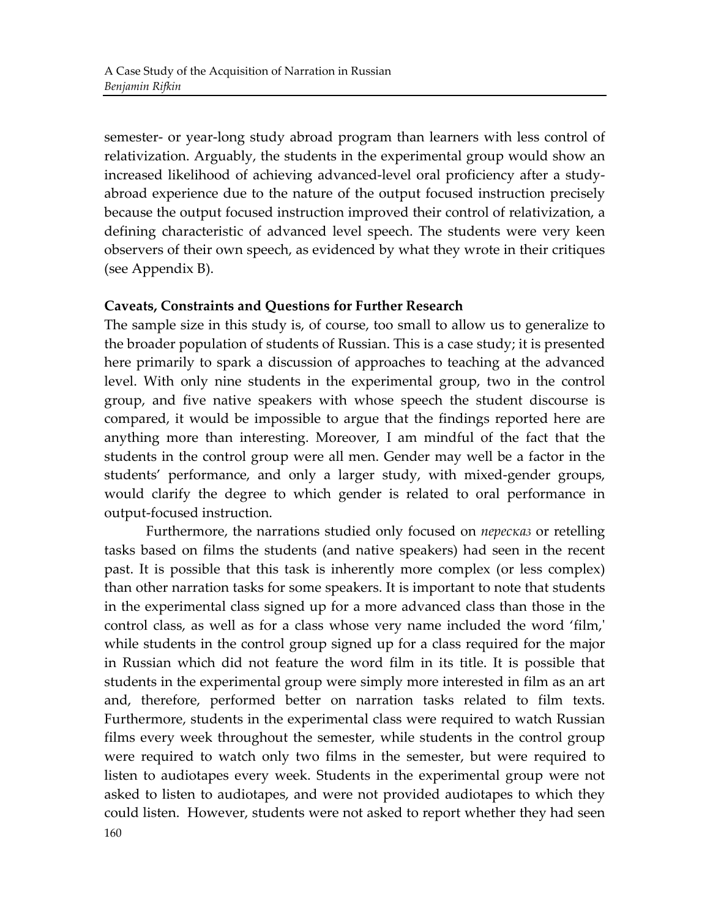semester- or year-long study abroad program than learners with less control of relativization. Arguably, the students in the experimental group would show an increased likelihood of achieving advanced-level oral proficiency after a study-abroad experience due to the nature of the output focused instruction precisely because the output focused instruction improved their control of relativization, a defining characteristic of advanced level speech. The students were very keen observers of their own speech, as evidenced by what they wrote in their critiques (see Appendix B).

## Caveats, Constraints and Questions for Further Research

The sample size in this study is, of course, too small to allow us to generalize to the broader population of students of Russian. This is a case study; it is presented here primarily to spark a discussion of approaches to teaching at the advanced level. With only nine students in the experimental group, two in the control group, and five native speakers with whose speech the student discourse is compared, it would be impossible to argue that the findings reported here are anything more than interesting. Moreover, I am mindful of the fact that the students in the control group were all men. Gender may well be a factor in the students' performance, and only a larger study, with mixed-gender groups, would clarify the degree to which gender is related to oral performance in output-focused instruction.

Furthermore, the narrations studied only focused on *пересказ* or retelling tasks based on films the students (and native speakers) had seen in the recent past. It is possible that this task is inherently more complex (or less complex) than other narration tasks for some speakers. It is important to note that students in the experimental class signed up for a more advanced class than those in the control class, as well as for a class whose very name included the word 'film,' while students in the control group signed up for a class required for the major in Russian which did not feature the word film in its title. It is possible that students in the experimental group were simply more interested in film as an art and, therefore, performed better on narration tasks related to film texts. Furthermore, students in the experimental class were required to watch Russian films every week throughout the semester, while students in the control group were required to watch only two films in the semester, but were required to listen to audiotapes every week. Students in the experimental group were not asked to listen to audiotapes, and were not provided audiotapes to which they could listen. However, students were not asked to report whether they had seen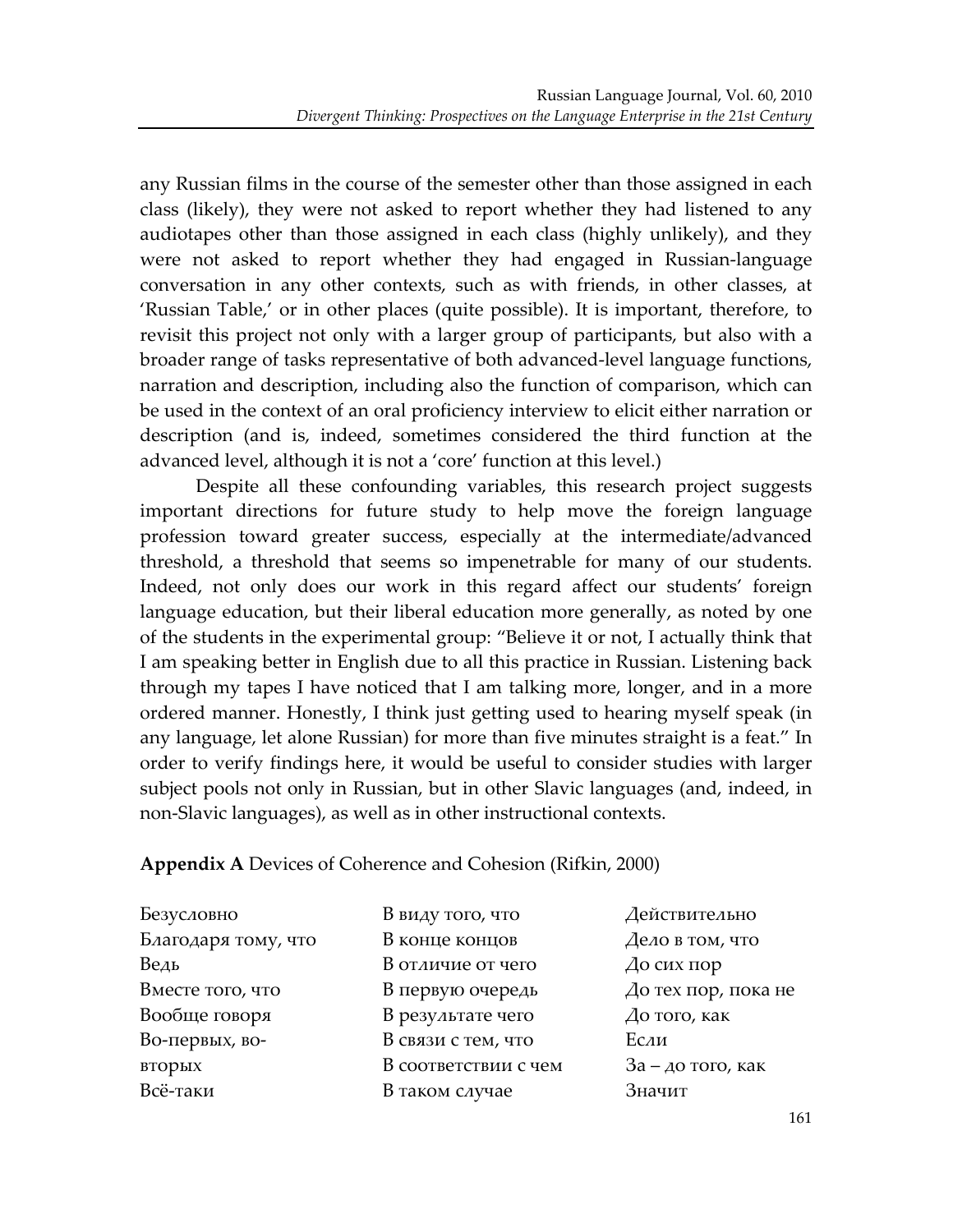any Russian films in the course of the semester other than those assigned in each class (likely), they were not asked to report whether they had listened to any audiotapes other than those assigned in each class (highly unlikely), and they were not asked to report whether they had engaged in Russian-language conversation in any other contexts, such as with friends, in other classes, at 'Russian Table,' or in other places (quite possible). It is important, therefore, to revisit this project not only with a larger group of participants, but also with a broader range of tasks representative of both advanced-level language functions, narration and description, including also the function of comparison, which can be used in the context of an oral proficiency interview to elicit either narration or description (and is, indeed, sometimes considered the third function at the advanced level, although it is not a 'core' function at this level.)

Despite all these confounding variables, this research project suggests important directions for future study to help move the foreign language profession toward greater success, especially at the intermediate/advanced threshold, a threshold that seems so impenetrable for many of our students. Indeed, not only does our work in this regard affect our students' foreign language education, but their liberal education more generally, as noted by one of the students in the experimental group: "Believe it or not, I actually think that I am speaking better in English due to all this practice in Russian. Listening back through my tapes I have noticed that I am talking more, longer, and in a more ordered manner. Honestly, I think just getting used to hearing myself speak (in any language, let alone Russian) for more than five minutes straight is a feat." In order to verify findings here, it would be useful to consider studies with larger subject pools not only in Russian, but in other Slavic languages (and, indeed, in non-Slavic languages), as well as in other instructional contexts.

**Appendix A** Devices of Coherence and Cohesion (Rifkin, 2000)

| | | |
|---|---|---|
| Безусловно | В виду того, что | Действительно |
| Благодаря тому, что | В конце концов | Дело в том, что |
| Ведь | В отличие от чего | До сих пор |
| Вместе того, что | В первую очередь | До тех пор, пока не |
| Вообще говоря | В результате чего | До того, как |
| Во-первых, во-вторых | В связи с тем, что | Если |
| | В соответствии с чем | За – до того, как |
| Всё-таки | В таком случае | Значит |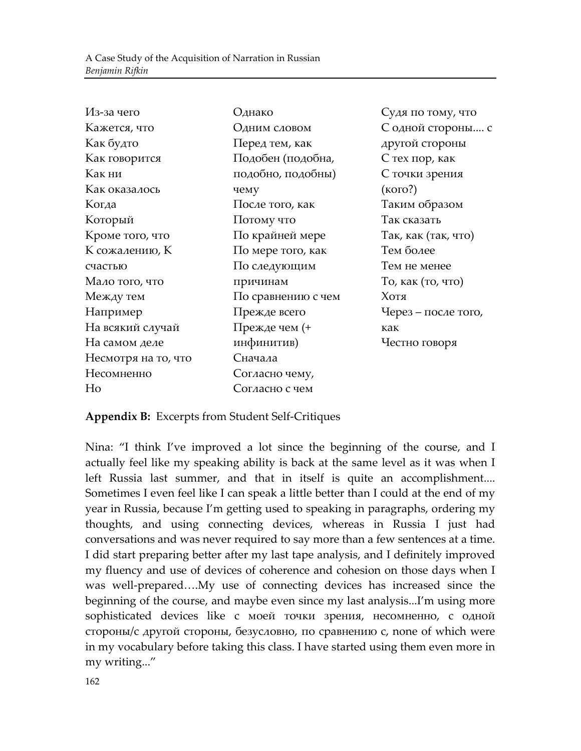Из-за чего
Кажется, что
Как будто
Как говорится
Как ни
Как оказалось
Когда
Который
Кроме того, что
К сожалению, К счастью
Мало того, что
Между тем
Например
На всякий случай
На самом деле
Несмотря на то, что
Несомненно
Но
Однако
Одним словом
Перед тем, как
Подобен (подобна, подобно, подобны) чему
После того, как
Потому что
По крайней мере
По мере того, как
По следующим причинам
По сравнению с чем
Прежде всего
Прежде чем (+ инфинитив)
Сначала
Согласно чему,
Согласно с чем
Судя по тому, что
С одной стороны.... с другой стороны
С тех пор, как
С точки зрения (кого?)
Таким образом
Так сказать
Так, как (так, что)
Тем более
Тем не менее
То, как (то, что)
Хотя
Через – после того, как
Честно говоря

**Appendix B:** Excerpts from Student Self-Critiques

Nina: "I think I've improved a lot since the beginning of the course, and I actually feel like my speaking ability is back at the same level as it was when I left Russia last summer, and that in itself is quite an accomplishment.... Sometimes I even feel like I can speak a little better than I could at the end of my year in Russia, because I'm getting used to speaking in paragraphs, ordering my thoughts, and using connecting devices, whereas in Russia I just had conversations and was never required to say more than a few sentences at a time. I did start preparing better after my last tape analysis, and I definitely improved my fluency and use of devices of coherence and cohesion on those days when I was well-prepared….My use of connecting devices has increased since the beginning of the course, and maybe even since my last analysis...I'm using more sophisticated devices like с моей точки зрения, несомненно, с одной стороны/с другой стороны, безусловно, по сравнению с, none of which were in my vocabulary before taking this class. I have started using them even more in my writing..."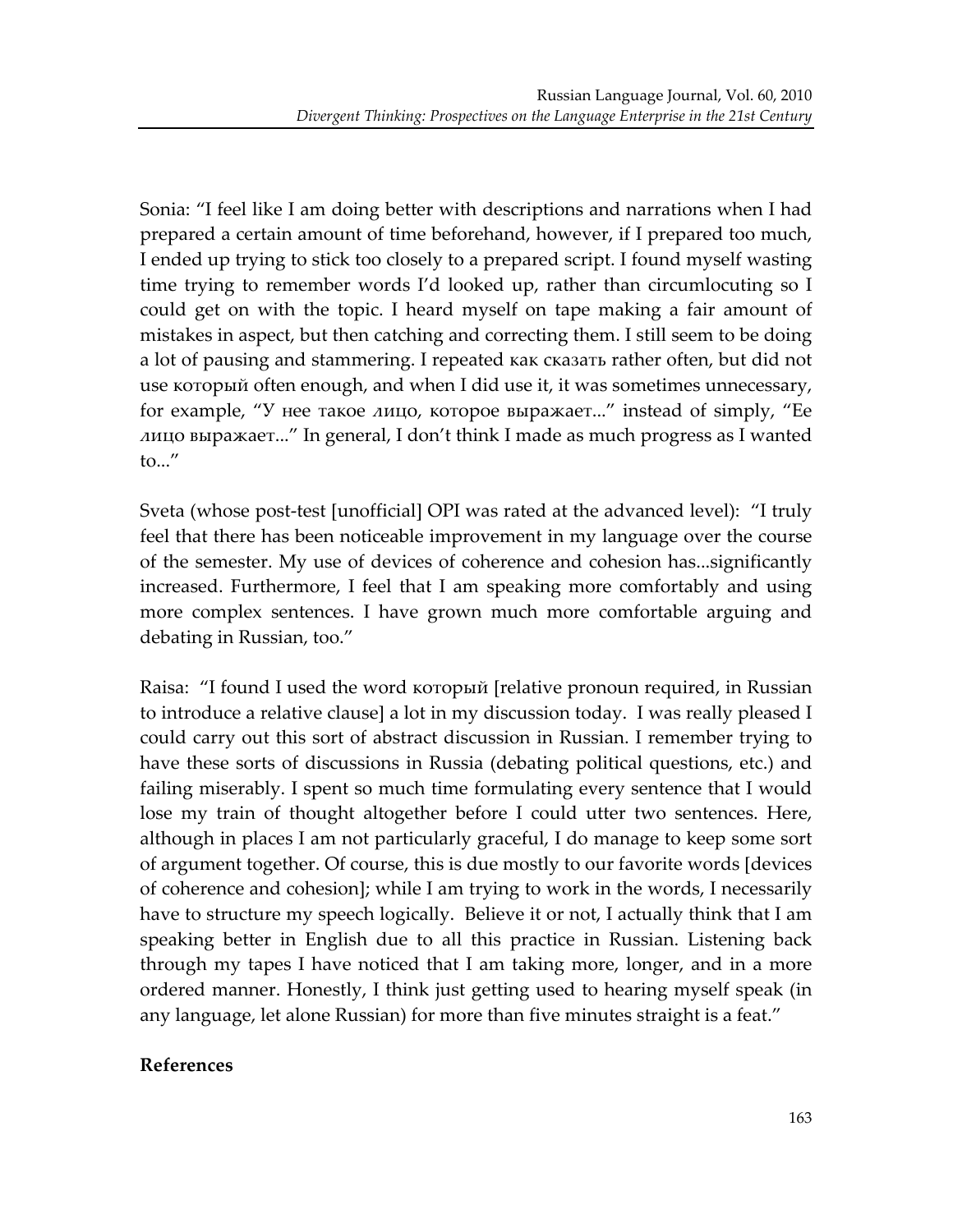Sonia: "I feel like I am doing better with descriptions and narrations when I had prepared a certain amount of time beforehand, however, if I prepared too much, I ended up trying to stick too closely to a prepared script. I found myself wasting time trying to remember words I'd looked up, rather than circumlocuting so I could get on with the topic. I heard myself on tape making a fair amount of mistakes in aspect, but then catching and correcting them. I still seem to be doing a lot of pausing and stammering. I repeated как сказать rather often, but did not use который often enough, and when I did use it, it was sometimes unnecessary, for example, "У нее такое лицо, которое выражает..." instead of simply, "Ее лицо выражает..." In general, I don't think I made as much progress as I wanted to..."

Sveta (whose post-test [unofficial] OPI was rated at the advanced level): "I truly feel that there has been noticeable improvement in my language over the course of the semester. My use of devices of coherence and cohesion has...significantly increased. Furthermore, I feel that I am speaking more comfortably and using more complex sentences. I have grown much more comfortable arguing and debating in Russian, too."

Raisa: "I found I used the word который [relative pronoun required, in Russian to introduce a relative clause] a lot in my discussion today. I was really pleased I could carry out this sort of abstract discussion in Russian. I remember trying to have these sorts of discussions in Russia (debating political questions, etc.) and failing miserably. I spent so much time formulating every sentence that I would lose my train of thought altogether before I could utter two sentences. Here, although in places I am not particularly graceful, I do manage to keep some sort of argument together. Of course, this is due mostly to our favorite words [devices of coherence and cohesion]; while I am trying to work in the words, I necessarily have to structure my speech logically. Believe it or not, I actually think that I am speaking better in English due to all this practice in Russian. Listening back through my tapes I have noticed that I am taking more, longer, and in a more ordered manner. Honestly, I think just getting used to hearing myself speak (in any language, let alone Russian) for more than five minutes straight is a feat."

## References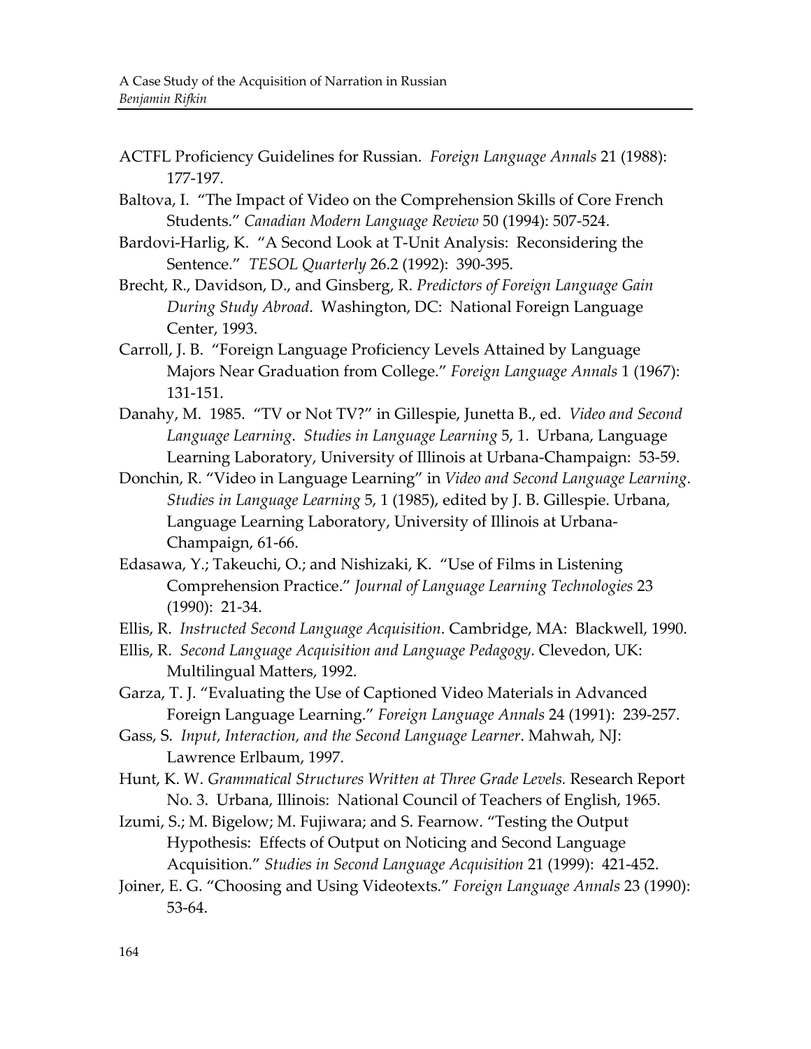ACTFL Proficiency Guidelines for Russian. *Foreign Language Annals* 21 (1988): 177-197.

Baltova, I. "The Impact of Video on the Comprehension Skills of Core French Students." *Canadian Modern Language Review* 50 (1994): 507-524.

Bardovi-Harlig, K. "A Second Look at T-Unit Analysis: Reconsidering the Sentence." *TESOL Quarterly* 26.2 (1992): 390-395.

Brecht, R., Davidson, D., and Ginsberg, R. *Predictors of Foreign Language Gain During Study Abroad*. Washington, DC: National Foreign Language Center, 1993.

Carroll, J. B. "Foreign Language Proficiency Levels Attained by Language Majors Near Graduation from College." *Foreign Language Annals* 1 (1967): 131-151.

Danahy, M. 1985. "TV or Not TV?" in Gillespie, Junetta B., ed. *Video and Second Language Learning*. *Studies in Language Learning* 5, 1. Urbana, Language Learning Laboratory, University of Illinois at Urbana-Champaign: 53-59.

Donchin, R. "Video in Language Learning" in *Video and Second Language Learning*. *Studies in Language Learning* 5, 1 (1985), edited by J. B. Gillespie. Urbana, Language Learning Laboratory, University of Illinois at Urbana-Champaign, 61-66.

Edasawa, Y.; Takeuchi, O.; and Nishizaki, K. "Use of Films in Listening Comprehension Practice." *Journal of Language Learning Technologies* 23 (1990): 21-34.

Ellis, R. *Instructed Second Language Acquisition*. Cambridge, MA: Blackwell, 1990.

Ellis, R. *Second Language Acquisition and Language Pedagogy*. Clevedon, UK: Multilingual Matters, 1992.

Garza, T. J. "Evaluating the Use of Captioned Video Materials in Advanced Foreign Language Learning." *Foreign Language Annals* 24 (1991): 239-257.

Gass, S. *Input, Interaction, and the Second Language Learner*. Mahwah, NJ: Lawrence Erlbaum, 1997.

Hunt, K. W. *Grammatical Structures Written at Three Grade Levels.* Research Report No. 3. Urbana, Illinois: National Council of Teachers of English, 1965.

Izumi, S.; M. Bigelow; M. Fujiwara; and S. Fearnow. "Testing the Output Hypothesis: Effects of Output on Noticing and Second Language Acquisition." *Studies in Second Language Acquisition* 21 (1999): 421-452.

Joiner, E. G. "Choosing and Using Videotexts." *Foreign Language Annals* 23 (1990): 53-64.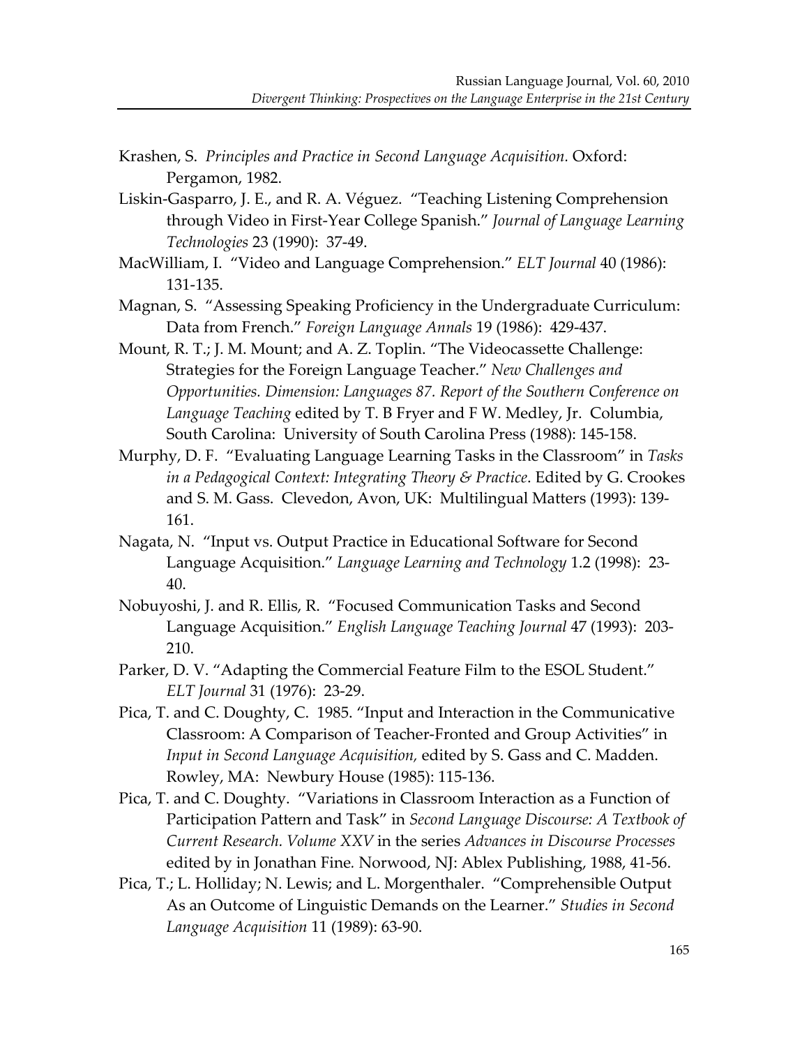Krashen, S. *Principles and Practice in Second Language Acquisition.* Oxford: Pergamon, 1982.

Liskin-Gasparro, J. E., and R. A. Véguez. "Teaching Listening Comprehension through Video in First-Year College Spanish." *Journal of Language Learning Technologies* 23 (1990): 37-49.

MacWilliam, I. "Video and Language Comprehension." *ELT Journal* 40 (1986): 131-135.

Magnan, S. "Assessing Speaking Proficiency in the Undergraduate Curriculum: Data from French." *Foreign Language Annals* 19 (1986): 429-437.

Mount, R. T.; J. M. Mount; and A. Z. Toplin. "The Videocassette Challenge: Strategies for the Foreign Language Teacher." *New Challenges and Opportunities. Dimension: Languages 87. Report of the Southern Conference on Language Teaching* edited by T. B Fryer and F W. Medley, Jr. Columbia, South Carolina: University of South Carolina Press (1988): 145-158.

Murphy, D. F. "Evaluating Language Learning Tasks in the Classroom" in *Tasks in a Pedagogical Context: Integrating Theory & Practice*. Edited by G. Crookes and S. M. Gass. Clevedon, Avon, UK: Multilingual Matters (1993): 139-161.

Nagata, N. "Input vs. Output Practice in Educational Software for Second Language Acquisition." *Language Learning and Technology* 1.2 (1998): 23-40.

Nobuyoshi, J. and R. Ellis, R. "Focused Communication Tasks and Second Language Acquisition." *English Language Teaching Journal* 47 (1993): 203-210.

Parker, D. V. "Adapting the Commercial Feature Film to the ESOL Student." *ELT Journal* 31 (1976): 23-29.

Pica, T. and C. Doughty, C. 1985. "Input and Interaction in the Communicative Classroom: A Comparison of Teacher-Fronted and Group Activities" in *Input in Second Language Acquisition,* edited by S. Gass and C. Madden. Rowley, MA: Newbury House (1985): 115-136.

Pica, T. and C. Doughty. "Variations in Classroom Interaction as a Function of Participation Pattern and Task" in *Second Language Discourse: A Textbook of Current Research. Volume XXV* in the series *Advances in Discourse Processes* edited by in Jonathan Fine. Norwood, NJ: Ablex Publishing, 1988, 41-56.

Pica, T.; L. Holliday; N. Lewis; and L. Morgenthaler. "Comprehensible Output As an Outcome of Linguistic Demands on the Learner." *Studies in Second Language Acquisition* 11 (1989): 63-90.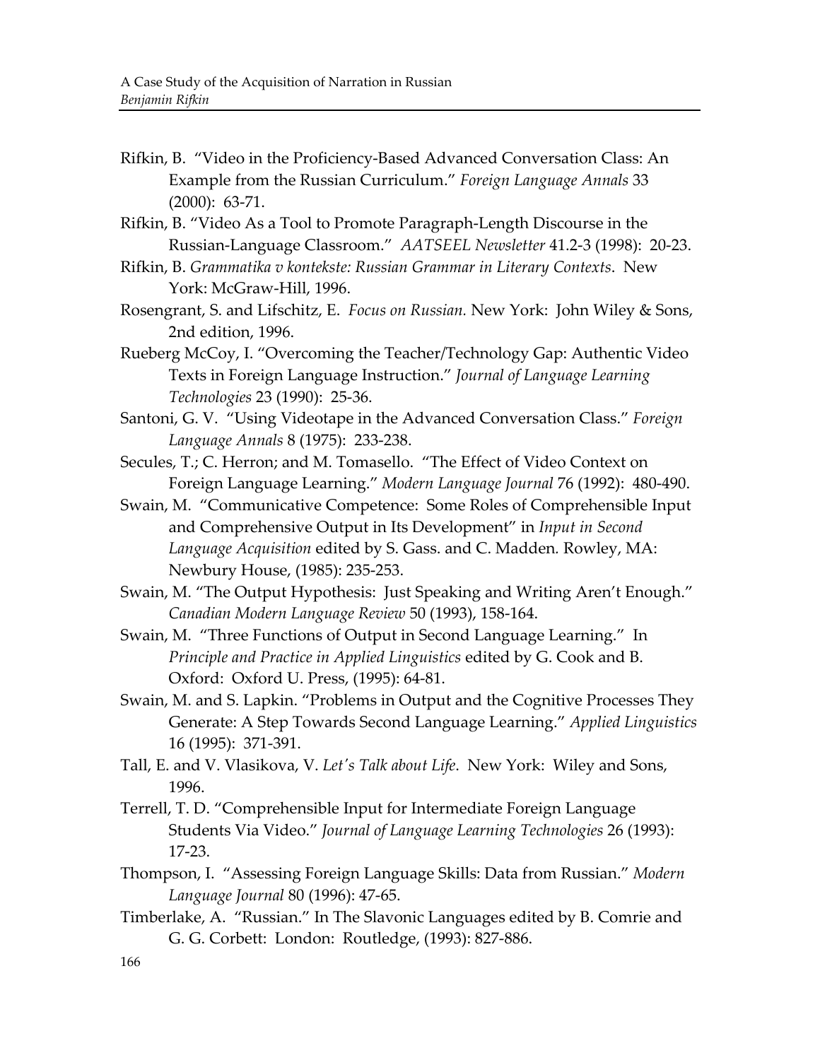Rifkin, B. "Video in the Proficiency-Based Advanced Conversation Class: An Example from the Russian Curriculum." *Foreign Language Annals* 33 (2000): 63-71.

Rifkin, B. "Video As a Tool to Promote Paragraph-Length Discourse in the Russian-Language Classroom." *AATSEEL Newsletter* 41.2-3 (1998): 20-23.

Rifkin, B. *Grammatika v kontekste: Russian Grammar in Literary Contexts*. New York: McGraw-Hill, 1996.

Rosengrant, S. and Lifschitz, E. *Focus on Russian.* New York: John Wiley & Sons, 2nd edition, 1996.

Rueberg McCoy, I. "Overcoming the Teacher/Technology Gap: Authentic Video Texts in Foreign Language Instruction." *Journal of Language Learning Technologies* 23 (1990): 25-36.

Santoni, G. V. "Using Videotape in the Advanced Conversation Class." *Foreign Language Annals* 8 (1975): 233-238.

Secules, T.; C. Herron; and M. Tomasello. "The Effect of Video Context on Foreign Language Learning." *Modern Language Journal* 76 (1992): 480-490.

Swain, M. "Communicative Competence: Some Roles of Comprehensible Input and Comprehensive Output in Its Development" in *Input in Second Language Acquisition* edited by S. Gass. and C. Madden. Rowley, MA: Newbury House, (1985): 235-253.

Swain, M. "The Output Hypothesis: Just Speaking and Writing Aren't Enough." *Canadian Modern Language Review* 50 (1993), 158-164.

Swain, M. "Three Functions of Output in Second Language Learning." In *Principle and Practice in Applied Linguistics* edited by G. Cook and B. Oxford: Oxford U. Press, (1995): 64-81.

Swain, M. and S. Lapkin. "Problems in Output and the Cognitive Processes They Generate: A Step Towards Second Language Learning." *Applied Linguistics* 16 (1995): 371-391.

Tall, E. and V. Vlasikova, V. *Let's Talk about Life*. New York: Wiley and Sons, 1996.

Terrell, T. D. "Comprehensible Input for Intermediate Foreign Language Students Via Video." *Journal of Language Learning Technologies* 26 (1993): 17-23.

Thompson, I. "Assessing Foreign Language Skills: Data from Russian." *Modern Language Journal* 80 (1996): 47-65.

Timberlake, A. "Russian." In The Slavonic Languages edited by B. Comrie and G. G. Corbett: London: Routledge, (1993): 827-886.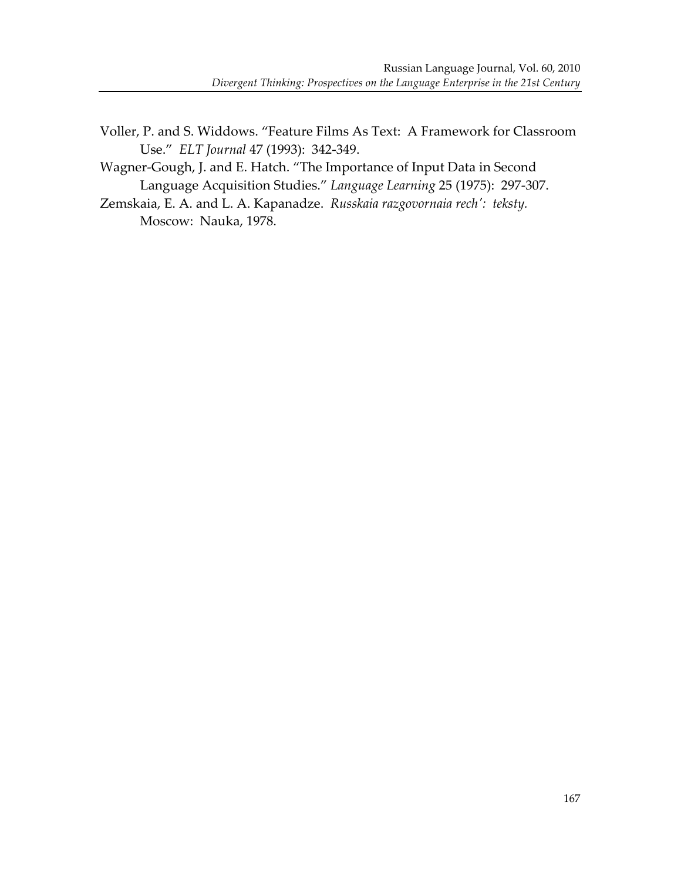Voller, P. and S. Widdows. "Feature Films As Text: A Framework for Classroom Use." *ELT Journal* 47 (1993): 342-349.

Wagner-Gough, J. and E. Hatch. "The Importance of Input Data in Second Language Acquisition Studies." *Language Learning* 25 (1975): 297-307.

Zemskaia, E. A. and L. A. Kapanadze. *Russkaia razgovornaia rech': teksty.* Moscow: Nauka, 1978.